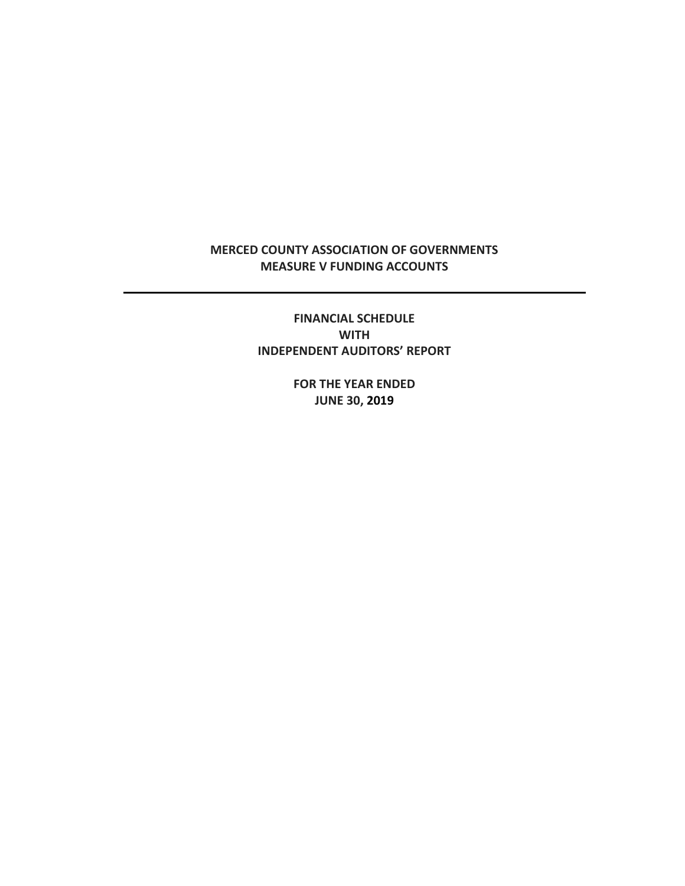# MERCED COUNTY ASSOCIATION OF GOVERNMENTS
# MEASURE V FUNDING ACCOUNTS

---

**FINANCIAL SCHEDULE**
**WITH**
**INDEPENDENT AUDITORS' REPORT**

**FOR THE YEAR ENDED**
**JUNE 30, 2019**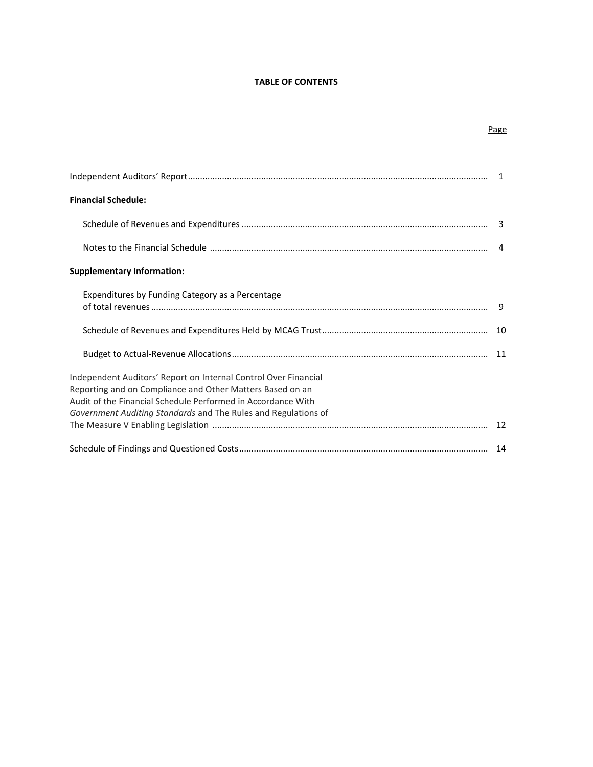**TABLE OF CONTENTS**

| | Page |
|---|---|
| Independent Auditors' Report | 1 |
| **Financial Schedule:** | |
| Schedule of Revenues and Expenditures | 3 |
| Notes to the Financial Schedule | 4 |
| **Supplementary Information:** | |
| Expenditures by Funding Category as a Percentage of total revenues | 9 |
| Schedule of Revenues and Expenditures Held by MCAG Trust | 10 |
| Budget to Actual-Revenue Allocations | 11 |
| Independent Auditors' Report on Internal Control Over Financial Reporting and on Compliance and Other Matters Based on an Audit of the Financial Schedule Performed in Accordance With *Government Auditing Standards* and The Rules and Regulations of The Measure V Enabling Legislation | 12 |
| Schedule of Findings and Questioned Costs | 14 |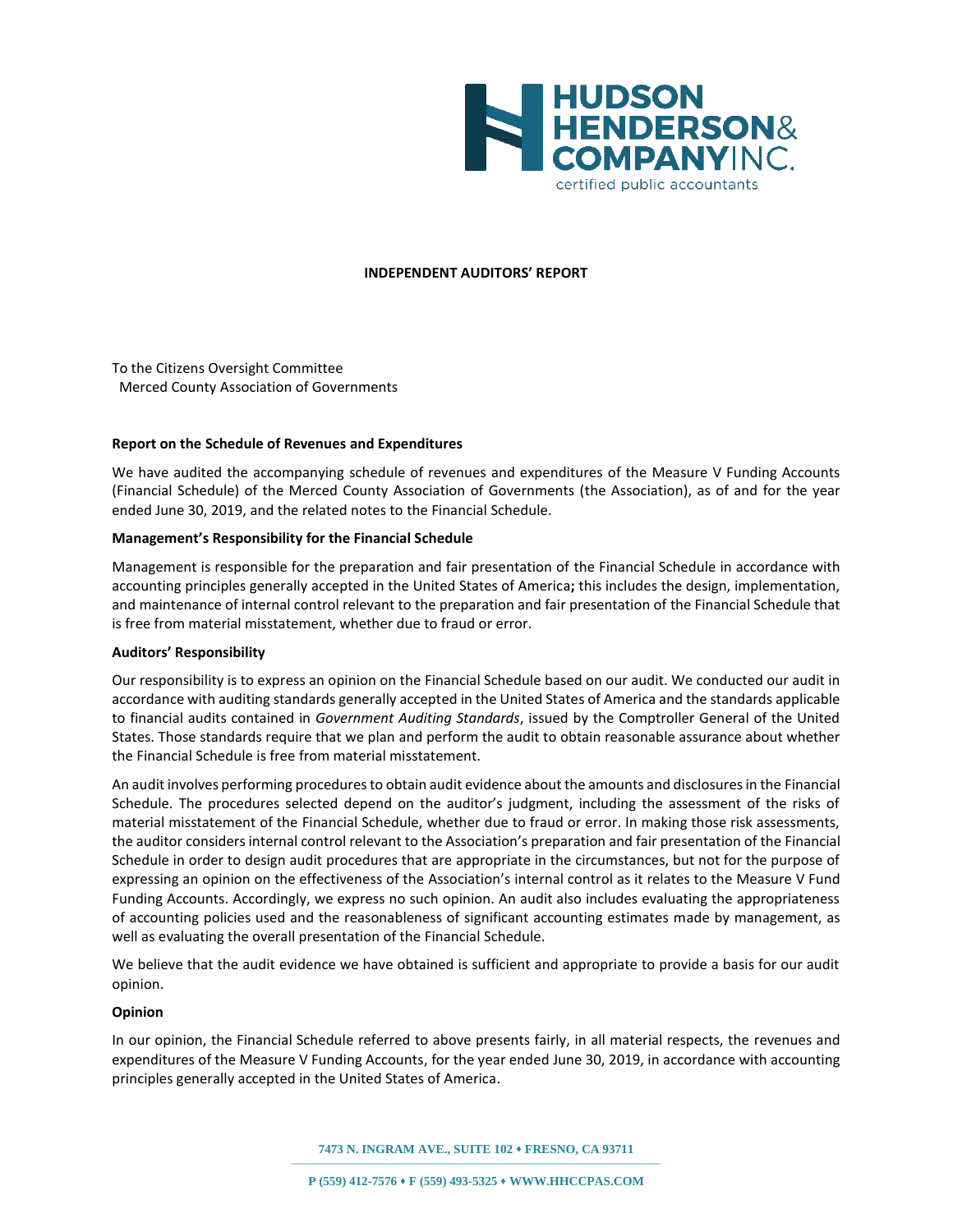HUDSON HENDERSON & COMPANY INC.
certified public accountants

# INDEPENDENT AUDITORS' REPORT

To the Citizens Oversight Committee
Merced County Association of Governments

**Report on the Schedule of Revenues and Expenditures**

We have audited the accompanying schedule of revenues and expenditures of the Measure V Funding Accounts (Financial Schedule) of the Merced County Association of Governments (the Association), as of and for the year ended June 30, 2019, and the related notes to the Financial Schedule.

**Management's Responsibility for the Financial Schedule**

Management is responsible for the preparation and fair presentation of the Financial Schedule in accordance with accounting principles generally accepted in the United States of America**;** this includes the design, implementation, and maintenance of internal control relevant to the preparation and fair presentation of the Financial Schedule that is free from material misstatement, whether due to fraud or error.

**Auditors' Responsibility**

Our responsibility is to express an opinion on the Financial Schedule based on our audit. We conducted our audit in accordance with auditing standards generally accepted in the United States of America and the standards applicable to financial audits contained in *Government Auditing Standards*, issued by the Comptroller General of the United States. Those standards require that we plan and perform the audit to obtain reasonable assurance about whether the Financial Schedule is free from material misstatement.

An audit involves performing procedures to obtain audit evidence about the amounts and disclosures in the Financial Schedule. The procedures selected depend on the auditor's judgment, including the assessment of the risks of material misstatement of the Financial Schedule, whether due to fraud or error. In making those risk assessments, the auditor considers internal control relevant to the Association's preparation and fair presentation of the Financial Schedule in order to design audit procedures that are appropriate in the circumstances, but not for the purpose of expressing an opinion on the effectiveness of the Association's internal control as it relates to the Measure V Fund Funding Accounts. Accordingly, we express no such opinion. An audit also includes evaluating the appropriateness of accounting policies used and the reasonableness of significant accounting estimates made by management, as well as evaluating the overall presentation of the Financial Schedule.

We believe that the audit evidence we have obtained is sufficient and appropriate to provide a basis for our audit opinion.

**Opinion**

In our opinion, the Financial Schedule referred to above presents fairly, in all material respects, the revenues and expenditures of the Measure V Funding Accounts, for the year ended June 30, 2019, in accordance with accounting principles generally accepted in the United States of America.

7473 N. INGRAM AVE., SUITE 102 ⬧ FRESNO, CA 93711

P (559) 412-7576 ⬧ F (559) 493-5325 ⬧ WWW.HHCCPAS.COM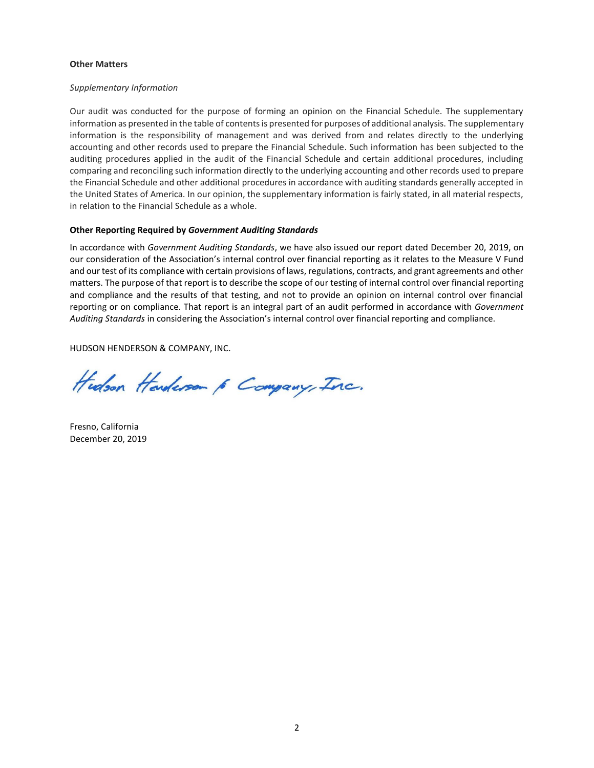**Other Matters**

*Supplementary Information*

Our audit was conducted for the purpose of forming an opinion on the Financial Schedule. The supplementary information as presented in the table of contents is presented for purposes of additional analysis. The supplementary information is the responsibility of management and was derived from and relates directly to the underlying accounting and other records used to prepare the Financial Schedule. Such information has been subjected to the auditing procedures applied in the audit of the Financial Schedule and certain additional procedures, including comparing and reconciling such information directly to the underlying accounting and other records used to prepare the Financial Schedule and other additional procedures in accordance with auditing standards generally accepted in the United States of America. In our opinion, the supplementary information is fairly stated, in all material respects, in relation to the Financial Schedule as a whole.

**Other Reporting Required by *Government Auditing Standards***

In accordance with *Government Auditing Standards*, we have also issued our report dated December 20, 2019, on our consideration of the Association's internal control over financial reporting as it relates to the Measure V Fund and our test of its compliance with certain provisions of laws, regulations, contracts, and grant agreements and other matters. The purpose of that report is to describe the scope of our testing of internal control over financial reporting and compliance and the results of that testing, and not to provide an opinion on internal control over financial reporting or on compliance. That report is an integral part of an audit performed in accordance with *Government Auditing Standards* in considering the Association's internal control over financial reporting and compliance.

HUDSON HENDERSON & COMPANY, INC.

Hudson Henderson & Company, Inc.

Fresno, California
December 20, 2019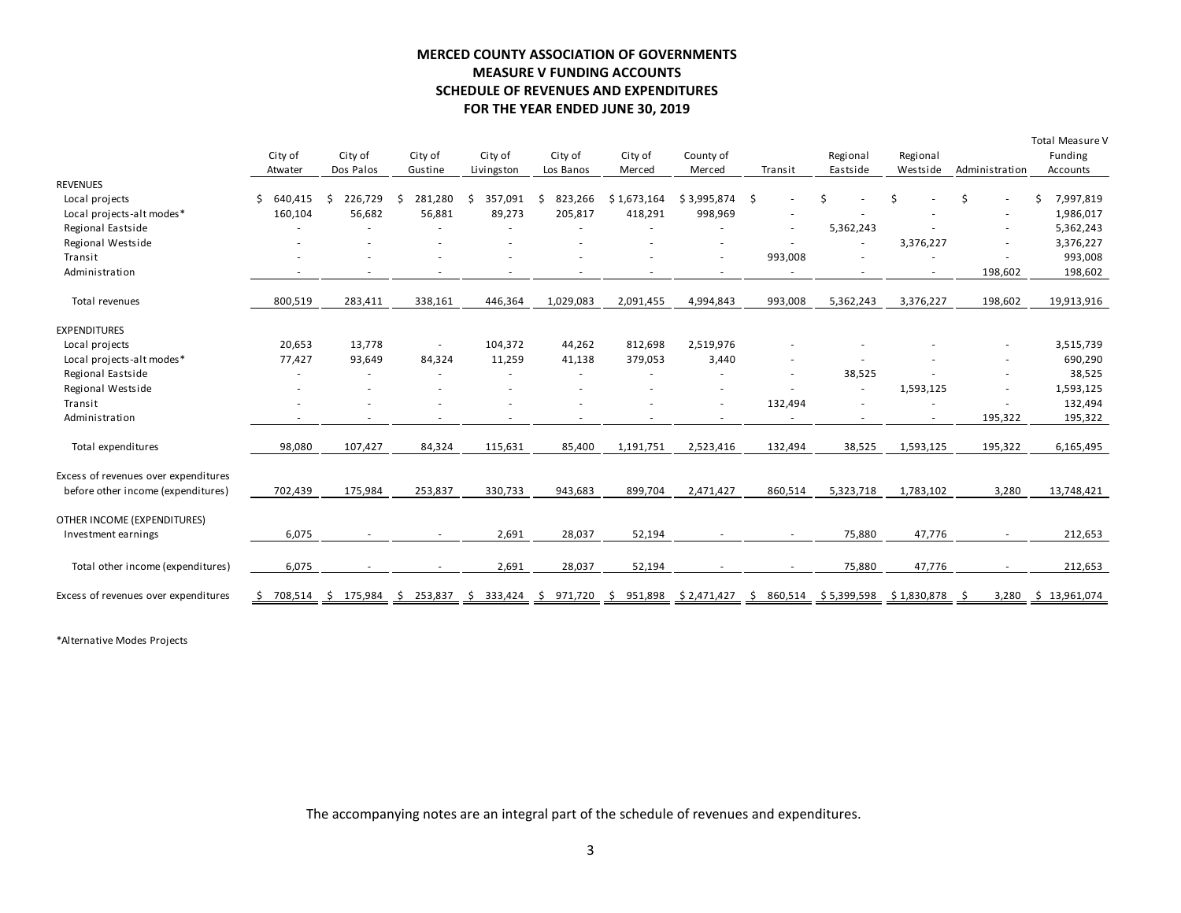# MERCED COUNTY ASSOCIATION OF GOVERNMENTS
## MEASURE V FUNDING ACCOUNTS
## SCHEDULE OF REVENUES AND EXPENDITURES
## FOR THE YEAR ENDED JUNE 30, 2019

| | City of Atwater | City of Dos Palos | City of Gustine | City of Livingston | City of Los Banos | City of Merced | County of Merced | Transit | Regional Eastside | Regional Westside | Administration | Total Measure V Funding Accounts |
|---|---|---|---|---|---|---|---|---|---|---|---|---|
| **REVENUES** | | | | | | | | | | | | |
| Local projects | $ 640,415 | $ 226,729 | $ 281,280 | $ 357,091 | $ 823,266 | $ 1,673,164 | $ 3,995,874 | $ - | $ - | $ - | $ - | $ 7,997,819 |
| Local projects-alt modes* | 160,104 | 56,682 | 56,881 | 89,273 | 205,817 | 418,291 | 998,969 | - | - | - | - | 1,986,017 |
| Regional Eastside | - | - | - | - | - | - | - | - | 5,362,243 | - | - | 5,362,243 |
| Regional Westside | - | - | - | - | - | - | - | - | - | 3,376,227 | - | 3,376,227 |
| Transit | - | - | - | - | - | - | - | 993,008 | - | - | - | 993,008 |
| Administration | - | - | - | - | - | - | - | - | - | - | 198,602 | 198,602 |
| Total revenues | 800,519 | 283,411 | 338,161 | 446,364 | 1,029,083 | 2,091,455 | 4,994,843 | 993,008 | 5,362,243 | 3,376,227 | 198,602 | 19,913,916 |
| **EXPENDITURES** | | | | | | | | | | | | |
| Local projects | 20,653 | 13,778 | - | 104,372 | 44,262 | 812,698 | 2,519,976 | - | - | - | - | 3,515,739 |
| Local projects-alt modes* | 77,427 | 93,649 | 84,324 | 11,259 | 41,138 | 379,053 | 3,440 | - | - | - | - | 690,290 |
| Regional Eastside | - | - | - | - | - | - | - | - | 38,525 | - | - | 38,525 |
| Regional Westside | - | - | - | - | - | - | - | - | - | 1,593,125 | - | 1,593,125 |
| Transit | - | - | - | - | - | - | - | 132,494 | - | - | - | 132,494 |
| Administration | - | - | - | - | - | - | - | - | - | - | 195,322 | 195,322 |
| Total expenditures | 98,080 | 107,427 | 84,324 | 115,631 | 85,400 | 1,191,751 | 2,523,416 | 132,494 | 38,525 | 1,593,125 | 195,322 | 6,165,495 |
| Excess of revenues over expenditures before other income (expenditures) | 702,439 | 175,984 | 253,837 | 330,733 | 943,683 | 899,704 | 2,471,427 | 860,514 | 5,323,718 | 1,783,102 | 3,280 | 13,748,421 |
| **OTHER INCOME (EXPENDITURES)** | | | | | | | | | | | | |
| Investment earnings | 6,075 | - | - | 2,691 | 28,037 | 52,194 | - | - | 75,880 | 47,776 | - | 212,653 |
| Total other income (expenditures) | 6,075 | - | - | 2,691 | 28,037 | 52,194 | - | - | 75,880 | 47,776 | - | 212,653 |
| Excess of revenues over expenditures | $ 708,514 | $ 175,984 | $ 253,837 | $ 333,424 | $ 971,720 | $ 951,898 | $ 2,471,427 | $ 860,514 | $ 5,399,598 | $ 1,830,878 | $ 3,280 | $ 13,961,074 |

*Alternative Modes Projects

The accompanying notes are an integral part of the schedule of revenues and expenditures.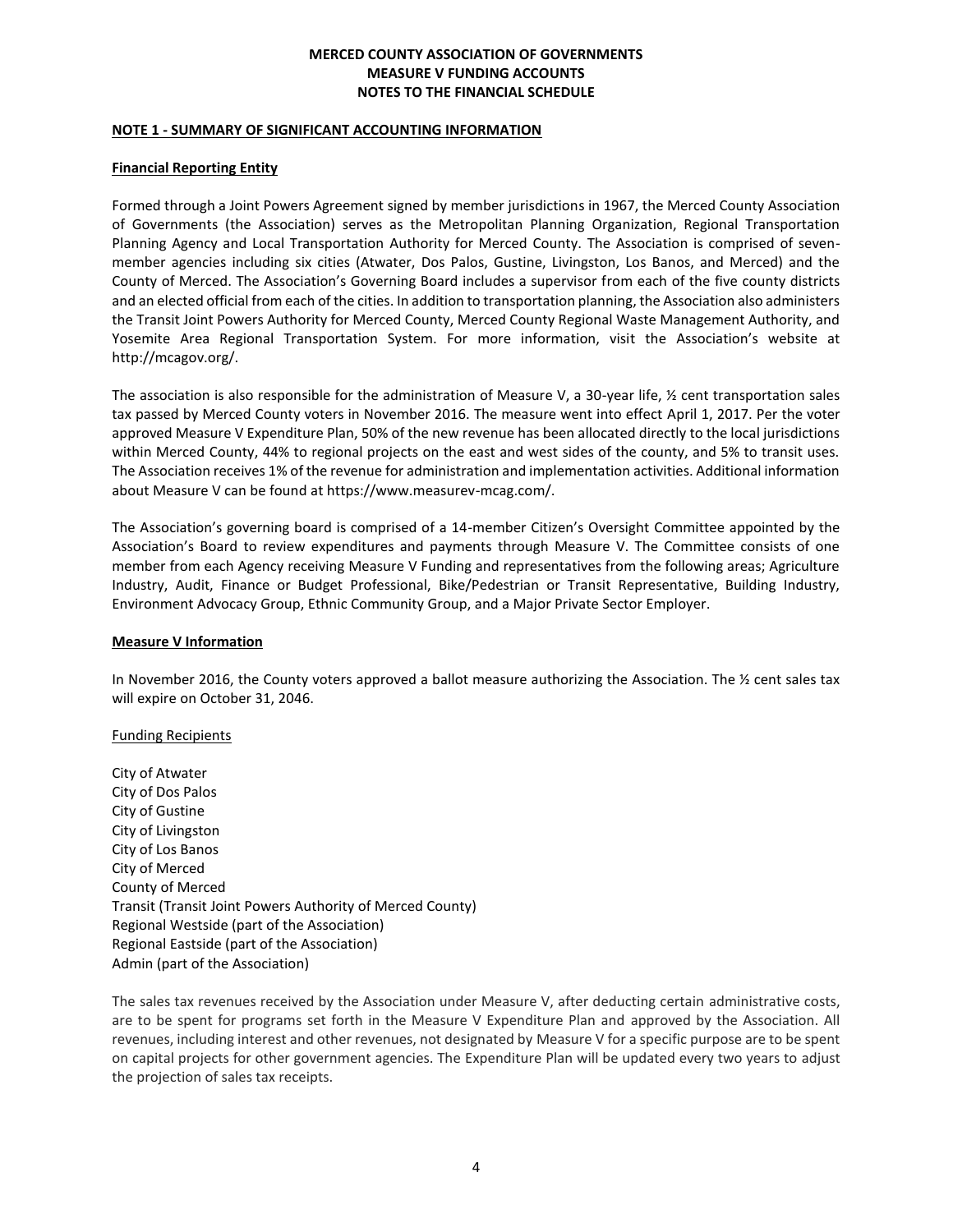# MERCED COUNTY ASSOCIATION OF GOVERNMENTS
## MEASURE V FUNDING ACCOUNTS
## NOTES TO THE FINANCIAL SCHEDULE

### NOTE 1 - SUMMARY OF SIGNIFICANT ACCOUNTING INFORMATION

#### Financial Reporting Entity

Formed through a Joint Powers Agreement signed by member jurisdictions in 1967, the Merced County Association of Governments (the Association) serves as the Metropolitan Planning Organization, Regional Transportation Planning Agency and Local Transportation Authority for Merced County. The Association is comprised of seven-member agencies including six cities (Atwater, Dos Palos, Gustine, Livingston, Los Banos, and Merced) and the County of Merced. The Association's Governing Board includes a supervisor from each of the five county districts and an elected official from each of the cities. In addition to transportation planning, the Association also administers the Transit Joint Powers Authority for Merced County, Merced County Regional Waste Management Authority, and Yosemite Area Regional Transportation System. For more information, visit the Association's website at http://mcagov.org/.

The association is also responsible for the administration of Measure V, a 30-year life, ½ cent transportation sales tax passed by Merced County voters in November 2016. The measure went into effect April 1, 2017. Per the voter approved Measure V Expenditure Plan, 50% of the new revenue has been allocated directly to the local jurisdictions within Merced County, 44% to regional projects on the east and west sides of the county, and 5% to transit uses. The Association receives 1% of the revenue for administration and implementation activities. Additional information about Measure V can be found at https://www.measurev-mcag.com/.

The Association's governing board is comprised of a 14-member Citizen's Oversight Committee appointed by the Association's Board to review expenditures and payments through Measure V. The Committee consists of one member from each Agency receiving Measure V Funding and representatives from the following areas; Agriculture Industry, Audit, Finance or Budget Professional, Bike/Pedestrian or Transit Representative, Building Industry, Environment Advocacy Group, Ethnic Community Group, and a Major Private Sector Employer.

#### Measure V Information

In November 2016, the County voters approved a ballot measure authorizing the Association. The ½ cent sales tax will expire on October 31, 2046.

Funding Recipients

City of Atwater
City of Dos Palos
City of Gustine
City of Livingston
City of Los Banos
City of Merced
County of Merced
Transit (Transit Joint Powers Authority of Merced County)
Regional Westside (part of the Association)
Regional Eastside (part of the Association)
Admin (part of the Association)

The sales tax revenues received by the Association under Measure V, after deducting certain administrative costs, are to be spent for programs set forth in the Measure V Expenditure Plan and approved by the Association. All revenues, including interest and other revenues, not designated by Measure V for a specific purpose are to be spent on capital projects for other government agencies. The Expenditure Plan will be updated every two years to adjust the projection of sales tax receipts.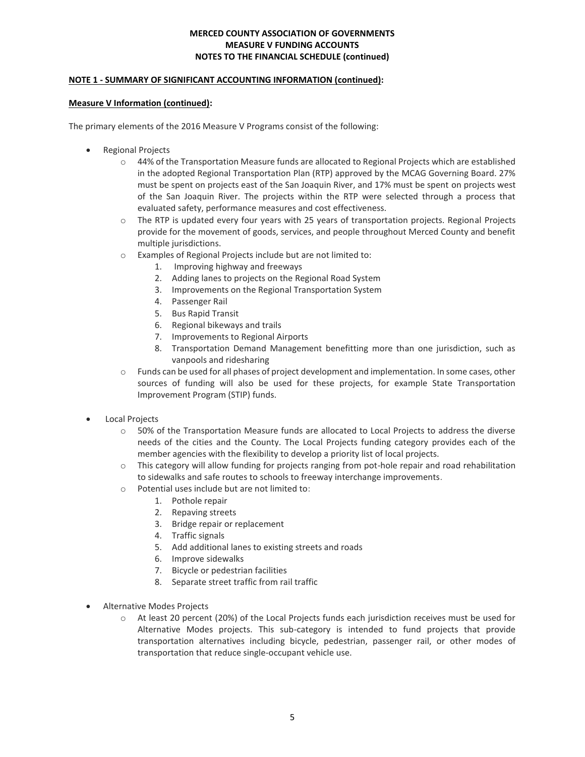**MERCED COUNTY ASSOCIATION OF GOVERNMENTS**
**MEASURE V FUNDING ACCOUNTS**
**NOTES TO THE FINANCIAL SCHEDULE (continued)**

**NOTE 1 - SUMMARY OF SIGNIFICANT ACCOUNTING INFORMATION (continued):**

**Measure V Information (continued):**

The primary elements of the 2016 Measure V Programs consist of the following:

- Regional Projects
  - 44% of the Transportation Measure funds are allocated to Regional Projects which are established in the adopted Regional Transportation Plan (RTP) approved by the MCAG Governing Board. 27% must be spent on projects east of the San Joaquin River, and 17% must be spent on projects west of the San Joaquin River. The projects within the RTP were selected through a process that evaluated safety, performance measures and cost effectiveness.
  - The RTP is updated every four years with 25 years of transportation projects. Regional Projects provide for the movement of goods, services, and people throughout Merced County and benefit multiple jurisdictions.
  - Examples of Regional Projects include but are not limited to:
    1. Improving highway and freeways
    2. Adding lanes to projects on the Regional Road System
    3. Improvements on the Regional Transportation System
    4. Passenger Rail
    5. Bus Rapid Transit
    6. Regional bikeways and trails
    7. Improvements to Regional Airports
    8. Transportation Demand Management benefitting more than one jurisdiction, such as vanpools and ridesharing
  - Funds can be used for all phases of project development and implementation. In some cases, other sources of funding will also be used for these projects, for example State Transportation Improvement Program (STIP) funds.

- Local Projects
  - 50% of the Transportation Measure funds are allocated to Local Projects to address the diverse needs of the cities and the County. The Local Projects funding category provides each of the member agencies with the flexibility to develop a priority list of local projects.
  - This category will allow funding for projects ranging from pot-hole repair and road rehabilitation to sidewalks and safe routes to schools to freeway interchange improvements.
  - Potential uses include but are not limited to:
    1. Pothole repair
    2. Repaving streets
    3. Bridge repair or replacement
    4. Traffic signals
    5. Add additional lanes to existing streets and roads
    6. Improve sidewalks
    7. Bicycle or pedestrian facilities
    8. Separate street traffic from rail traffic

- Alternative Modes Projects
  - At least 20 percent (20%) of the Local Projects funds each jurisdiction receives must be used for Alternative Modes projects. This sub-category is intended to fund projects that provide transportation alternatives including bicycle, pedestrian, passenger rail, or other modes of transportation that reduce single-occupant vehicle use.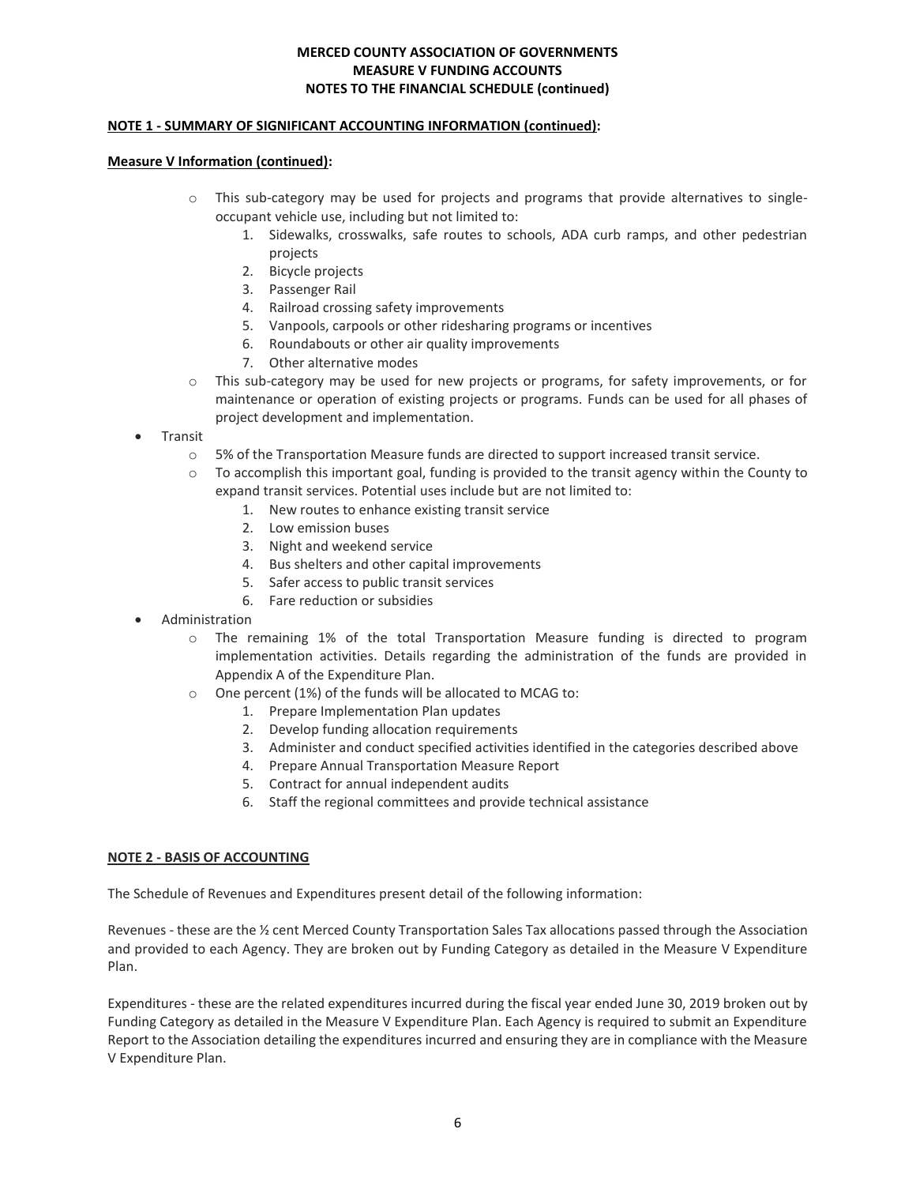# MERCED COUNTY ASSOCIATION OF GOVERNMENTS
## MEASURE V FUNDING ACCOUNTS
## NOTES TO THE FINANCIAL SCHEDULE (continued)

**NOTE 1 - SUMMARY OF SIGNIFICANT ACCOUNTING INFORMATION (continued):**

**Measure V Information (continued):**

- This sub-category may be used for projects and programs that provide alternatives to single-occupant vehicle use, including but not limited to:
  1. Sidewalks, crosswalks, safe routes to schools, ADA curb ramps, and other pedestrian projects
  2. Bicycle projects
  3. Passenger Rail
  4. Railroad crossing safety improvements
  5. Vanpools, carpools or other ridesharing programs or incentives
  6. Roundabouts or other air quality improvements
  7. Other alternative modes
- This sub-category may be used for new projects or programs, for safety improvements, or for maintenance or operation of existing projects or programs. Funds can be used for all phases of project development and implementation.

- Transit
  - 5% of the Transportation Measure funds are directed to support increased transit service.
  - To accomplish this important goal, funding is provided to the transit agency within the County to expand transit services. Potential uses include but are not limited to:
    1. New routes to enhance existing transit service
    2. Low emission buses
    3. Night and weekend service
    4. Bus shelters and other capital improvements
    5. Safer access to public transit services
    6. Fare reduction or subsidies
- Administration
  - The remaining 1% of the total Transportation Measure funding is directed to program implementation activities. Details regarding the administration of the funds are provided in Appendix A of the Expenditure Plan.
  - One percent (1%) of the funds will be allocated to MCAG to:
    1. Prepare Implementation Plan updates
    2. Develop funding allocation requirements
    3. Administer and conduct specified activities identified in the categories described above
    4. Prepare Annual Transportation Measure Report
    5. Contract for annual independent audits
    6. Staff the regional committees and provide technical assistance

**NOTE 2 - BASIS OF ACCOUNTING**

The Schedule of Revenues and Expenditures present detail of the following information:

Revenues - these are the ½ cent Merced County Transportation Sales Tax allocations passed through the Association and provided to each Agency. They are broken out by Funding Category as detailed in the Measure V Expenditure Plan.

Expenditures - these are the related expenditures incurred during the fiscal year ended June 30, 2019 broken out by Funding Category as detailed in the Measure V Expenditure Plan. Each Agency is required to submit an Expenditure Report to the Association detailing the expenditures incurred and ensuring they are in compliance with the Measure V Expenditure Plan.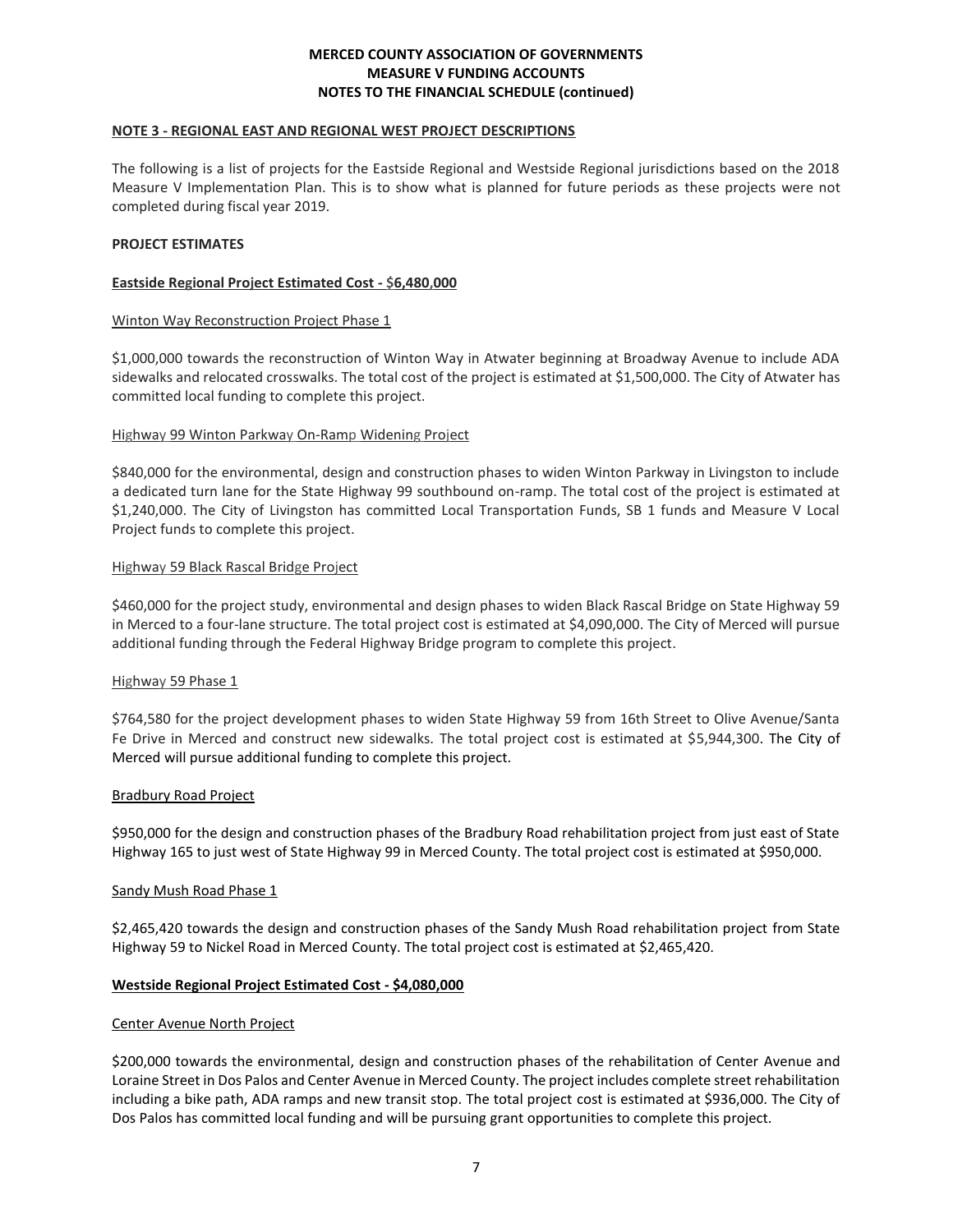**NOTE 3 - REGIONAL EAST AND REGIONAL WEST PROJECT DESCRIPTIONS**

The following is a list of projects for the Eastside Regional and Westside Regional jurisdictions based on the 2018 Measure V Implementation Plan. This is to show what is planned for future periods as these projects were not completed during fiscal year 2019.

**PROJECT ESTIMATES**

**Eastside Regional Project Estimated Cost - $6,480,000**

Winton Way Reconstruction Project Phase 1

$1,000,000 towards the reconstruction of Winton Way in Atwater beginning at Broadway Avenue to include ADA sidewalks and relocated crosswalks. The total cost of the project is estimated at $1,500,000. The City of Atwater has committed local funding to complete this project.

Highway 99 Winton Parkway On-Ramp Widening Project

$840,000 for the environmental, design and construction phases to widen Winton Parkway in Livingston to include a dedicated turn lane for the State Highway 99 southbound on-ramp. The total cost of the project is estimated at $1,240,000. The City of Livingston has committed Local Transportation Funds, SB 1 funds and Measure V Local Project funds to complete this project.

Highway 59 Black Rascal Bridge Project

$460,000 for the project study, environmental and design phases to widen Black Rascal Bridge on State Highway 59 in Merced to a four-lane structure. The total project cost is estimated at $4,090,000. The City of Merced will pursue additional funding through the Federal Highway Bridge program to complete this project.

Highway 59 Phase 1

$764,580 for the project development phases to widen State Highway 59 from 16th Street to Olive Avenue/Santa Fe Drive in Merced and construct new sidewalks. The total project cost is estimated at $5,944,300. The City of Merced will pursue additional funding to complete this project.

Bradbury Road Project

$950,000 for the design and construction phases of the Bradbury Road rehabilitation project from just east of State Highway 165 to just west of State Highway 99 in Merced County. The total project cost is estimated at $950,000.

Sandy Mush Road Phase 1

$2,465,420 towards the design and construction phases of the Sandy Mush Road rehabilitation project from State Highway 59 to Nickel Road in Merced County. The total project cost is estimated at $2,465,420.

**Westside Regional Project Estimated Cost - $4,080,000**

Center Avenue North Project

$200,000 towards the environmental, design and construction phases of the rehabilitation of Center Avenue and Loraine Street in Dos Palos and Center Avenue in Merced County. The project includes complete street rehabilitation including a bike path, ADA ramps and new transit stop. The total project cost is estimated at $936,000. The City of Dos Palos has committed local funding and will be pursuing grant opportunities to complete this project.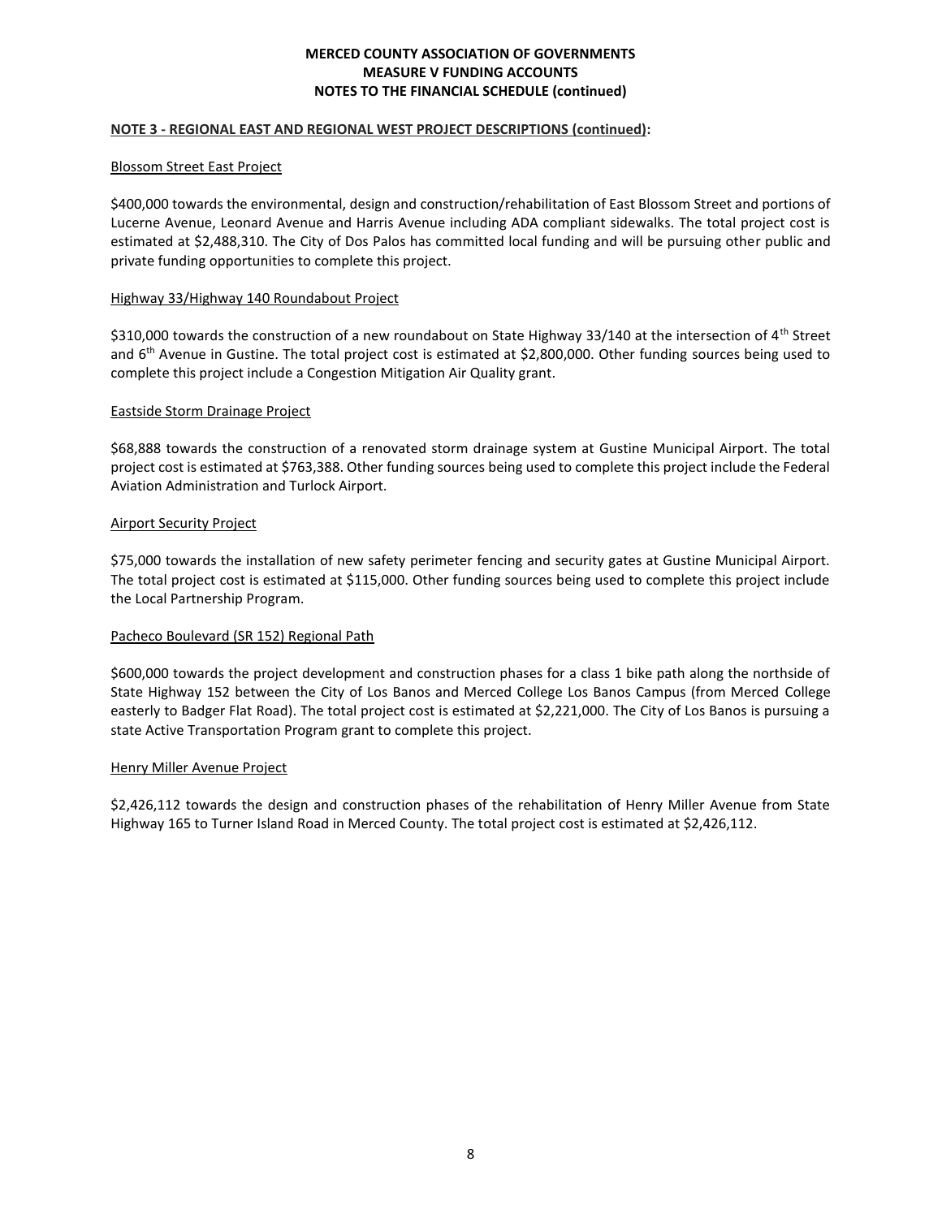**MERCED COUNTY ASSOCIATION OF GOVERNMENTS**
**MEASURE V FUNDING ACCOUNTS**
**NOTES TO THE FINANCIAL SCHEDULE (continued)**

**NOTE 3 - REGIONAL EAST AND REGIONAL WEST PROJECT DESCRIPTIONS (continued):**

Blossom Street East Project

\$400,000 towards the environmental, design and construction/rehabilitation of East Blossom Street and portions of Lucerne Avenue, Leonard Avenue and Harris Avenue including ADA compliant sidewalks. The total project cost is estimated at \$2,488,310. The City of Dos Palos has committed local funding and will be pursuing other public and private funding opportunities to complete this project.

Highway 33/Highway 140 Roundabout Project

\$310,000 towards the construction of a new roundabout on State Highway 33/140 at the intersection of 4th Street and 6th Avenue in Gustine. The total project cost is estimated at \$2,800,000. Other funding sources being used to complete this project include a Congestion Mitigation Air Quality grant.

Eastside Storm Drainage Project

\$68,888 towards the construction of a renovated storm drainage system at Gustine Municipal Airport. The total project cost is estimated at \$763,388. Other funding sources being used to complete this project include the Federal Aviation Administration and Turlock Airport.

Airport Security Project

\$75,000 towards the installation of new safety perimeter fencing and security gates at Gustine Municipal Airport. The total project cost is estimated at \$115,000. Other funding sources being used to complete this project include the Local Partnership Program.

Pacheco Boulevard (SR 152) Regional Path

\$600,000 towards the project development and construction phases for a class 1 bike path along the northside of State Highway 152 between the City of Los Banos and Merced College Los Banos Campus (from Merced College easterly to Badger Flat Road). The total project cost is estimated at \$2,221,000. The City of Los Banos is pursuing a state Active Transportation Program grant to complete this project.

Henry Miller Avenue Project

\$2,426,112 towards the design and construction phases of the rehabilitation of Henry Miller Avenue from State Highway 165 to Turner Island Road in Merced County. The total project cost is estimated at \$2,426,112.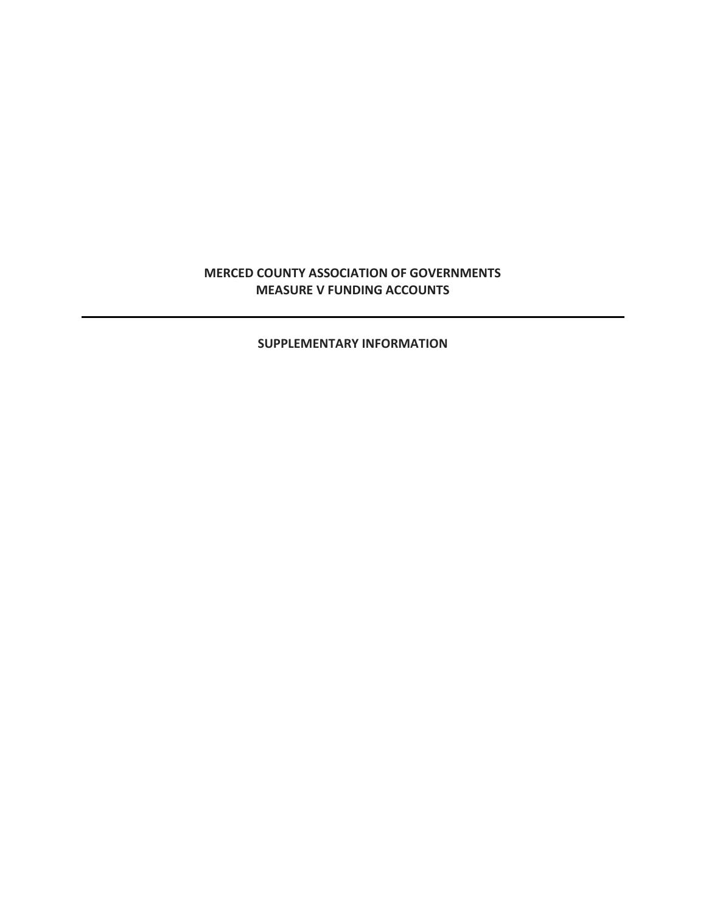**MERCED COUNTY ASSOCIATION OF GOVERNMENTS**
**MEASURE V FUNDING ACCOUNTS**

---

**SUPPLEMENTARY INFORMATION**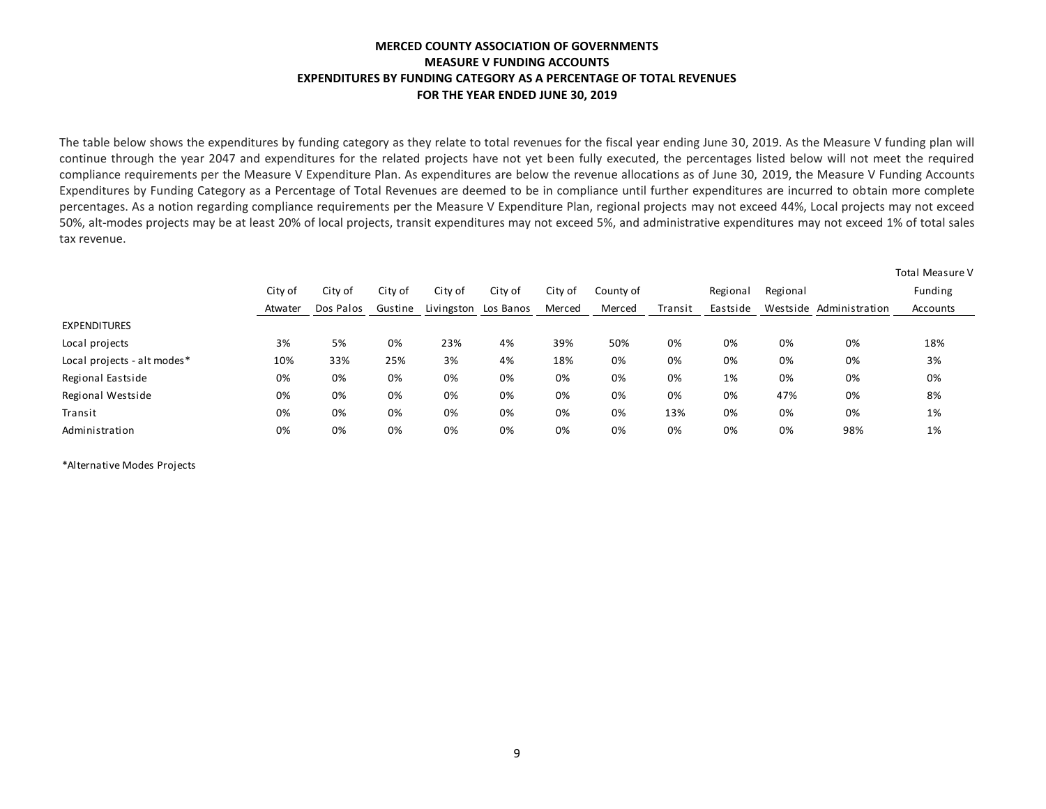# MERCED COUNTY ASSOCIATION OF GOVERNMENTS
## MEASURE V FUNDING ACCOUNTS
## EXPENDITURES BY FUNDING CATEGORY AS A PERCENTAGE OF TOTAL REVENUES
## FOR THE YEAR ENDED JUNE 30, 2019

The table below shows the expenditures by funding category as they relate to total revenues for the fiscal year ending June 30, 2019. As the Measure V funding plan will continue through the year 2047 and expenditures for the related projects have not yet been fully executed, the percentages listed below will not meet the required compliance requirements per the Measure V Expenditure Plan. As expenditures are below the revenue allocations as of June 30, 2019, the Measure V Funding Accounts Expenditures by Funding Category as a Percentage of Total Revenues are deemed to be in compliance until further expenditures are incurred to obtain more complete percentages. As a notion regarding compliance requirements per the Measure V Expenditure Plan, regional projects may not exceed 44%, Local projects may not exceed 50%, alt-modes projects may be at least 20% of local projects, transit expenditures may not exceed 5%, and administrative expenditures may not exceed 1% of total sales tax revenue.

| | City of Atwater | City of Dos Palos | City of Gustine | City of Livingston | City of Los Banos | City of Merced | County of Merced | Transit | Regional Eastside | Regional Westside | Administration | Total Measure V Funding Accounts |
|---|---|---|---|---|---|---|---|---|---|---|---|---|
| EXPENDITURES | | | | | | | | | | | | |
| Local projects | 3% | 5% | 0% | 23% | 4% | 39% | 50% | 0% | 0% | 0% | 0% | 18% |
| Local projects - alt modes* | 10% | 33% | 25% | 3% | 4% | 18% | 0% | 0% | 0% | 0% | 0% | 3% |
| Regional Eastside | 0% | 0% | 0% | 0% | 0% | 0% | 0% | 0% | 1% | 0% | 0% | 0% |
| Regional Westside | 0% | 0% | 0% | 0% | 0% | 0% | 0% | 0% | 0% | 47% | 0% | 8% |
| Transit | 0% | 0% | 0% | 0% | 0% | 0% | 0% | 13% | 0% | 0% | 0% | 1% |
| Administration | 0% | 0% | 0% | 0% | 0% | 0% | 0% | 0% | 0% | 0% | 98% | 1% |

*Alternative Modes Projects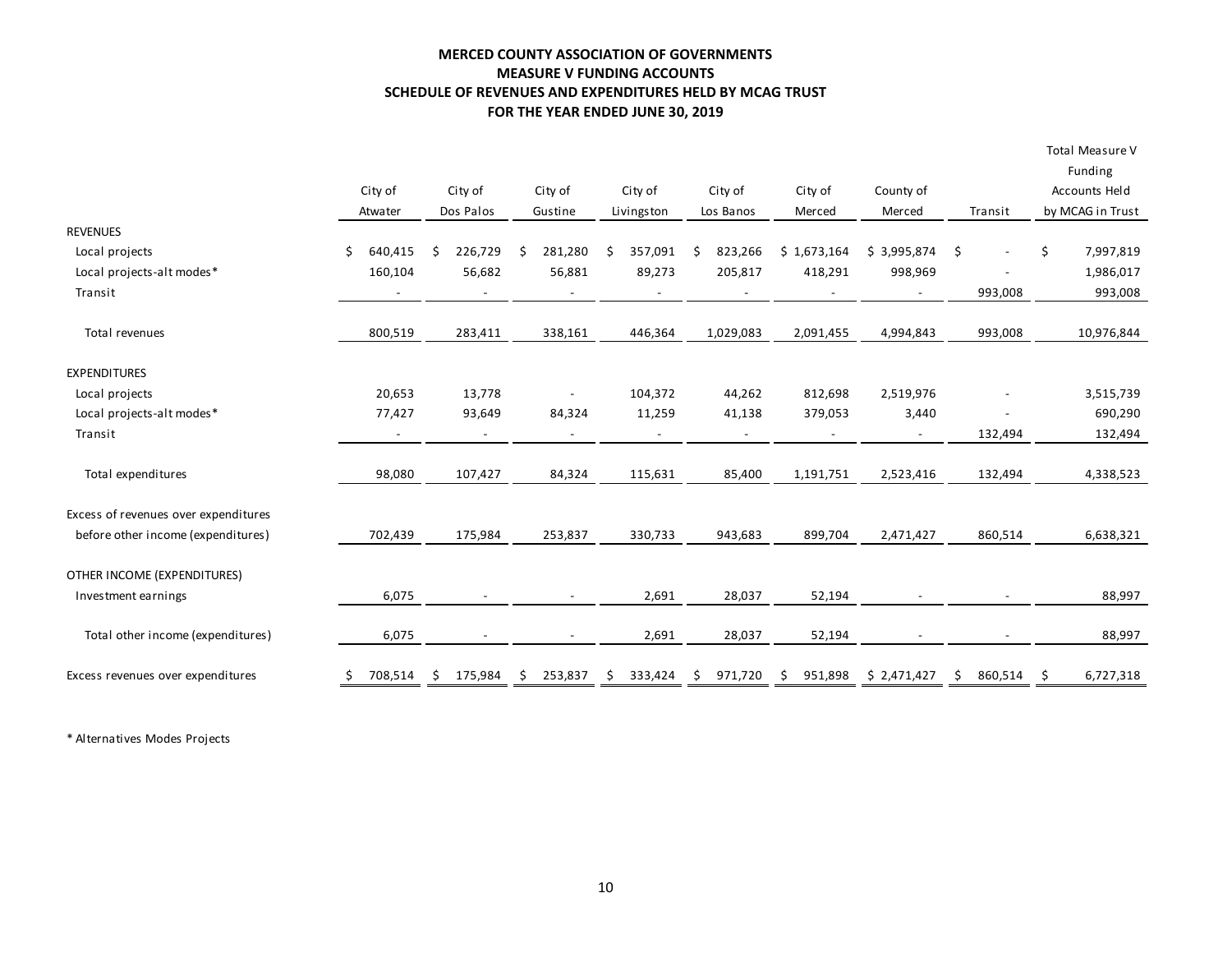**MERCED COUNTY ASSOCIATION OF GOVERNMENTS**
**MEASURE V FUNDING ACCOUNTS**
**SCHEDULE OF REVENUES AND EXPENDITURES HELD BY MCAG TRUST**
**FOR THE YEAR ENDED JUNE 30, 2019**

| | City of Atwater | City of Dos Palos | City of Gustine | City of Livingston | City of Los Banos | City of Merced | County of Merced | Transit | Total Measure V Funding Accounts Held by MCAG in Trust |
|---|---|---|---|---|---|---|---|---|---|
| REVENUES | | | | | | | | | |
| Local projects | $ 640,415 | $ 226,729 | $ 281,280 | $ 357,091 | $ 823,266 | $ 1,673,164 | $ 3,995,874 | $ - | $ 7,997,819 |
| Local projects-alt modes* | 160,104 | 56,682 | 56,881 | 89,273 | 205,817 | 418,291 | 998,969 | - | 1,986,017 |
| Transit | - | - | - | - | - | - | - | 993,008 | 993,008 |
| Total revenues | 800,519 | 283,411 | 338,161 | 446,364 | 1,029,083 | 2,091,455 | 4,994,843 | 993,008 | 10,976,844 |
| EXPENDITURES | | | | | | | | | |
| Local projects | 20,653 | 13,778 | - | 104,372 | 44,262 | 812,698 | 2,519,976 | - | 3,515,739 |
| Local projects-alt modes* | 77,427 | 93,649 | 84,324 | 11,259 | 41,138 | 379,053 | 3,440 | - | 690,290 |
| Transit | - | - | - | - | - | - | - | 132,494 | 132,494 |
| Total expenditures | 98,080 | 107,427 | 84,324 | 115,631 | 85,400 | 1,191,751 | 2,523,416 | 132,494 | 4,338,523 |
| Excess of revenues over expenditures before other income (expenditures) | 702,439 | 175,984 | 253,837 | 330,733 | 943,683 | 899,704 | 2,471,427 | 860,514 | 6,638,321 |
| OTHER INCOME (EXPENDITURES) | | | | | | | | | |
| Investment earnings | 6,075 | - | - | 2,691 | 28,037 | 52,194 | - | - | 88,997 |
| Total other income (expenditures) | 6,075 | - | - | 2,691 | 28,037 | 52,194 | - | - | 88,997 |
| Excess revenues over expenditures | $ 708,514 | $ 175,984 | $ 253,837 | $ 333,424 | $ 971,720 | $ 951,898 | $ 2,471,427 | $ 860,514 | $ 6,727,318 |

* Alternatives Modes Projects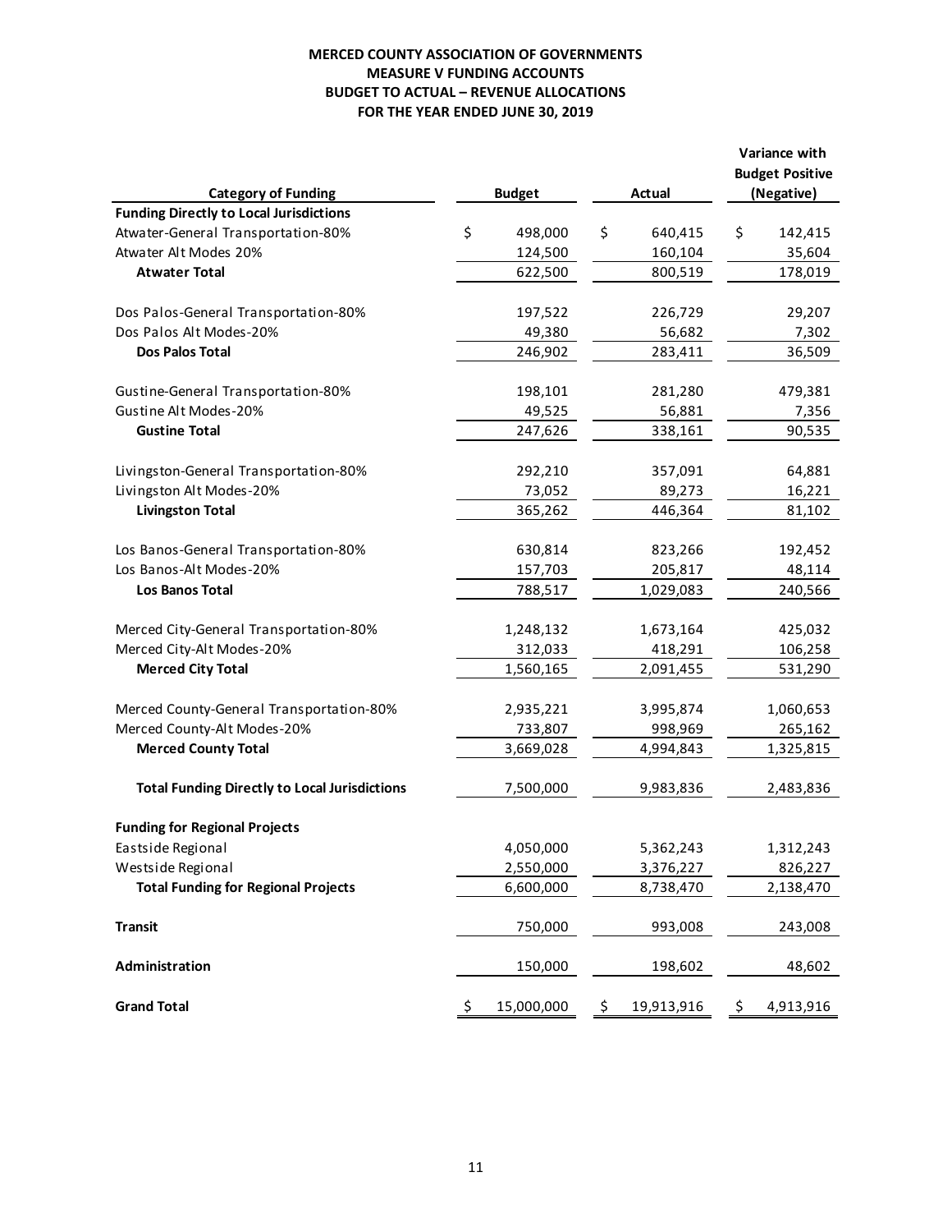**MERCED COUNTY ASSOCIATION OF GOVERNMENTS**
**MEASURE V FUNDING ACCOUNTS**
**BUDGET TO ACTUAL – REVENUE ALLOCATIONS**
**FOR THE YEAR ENDED JUNE 30, 2019**

| Category of Funding | Budget | Actual | Variance with Budget Positive (Negative) |
|---|---|---|---|
| **Funding Directly to Local Jurisdictions** | | | |
| Atwater-General Transportation-80% | $ 498,000 | $ 640,415 | $ 142,415 |
| Atwater Alt Modes 20% | 124,500 | 160,104 | 35,604 |
| **Atwater Total** | 622,500 | 800,519 | 178,019 |
| | | | |
| Dos Palos-General Transportation-80% | 197,522 | 226,729 | 29,207 |
| Dos Palos Alt Modes-20% | 49,380 | 56,682 | 7,302 |
| **Dos Palos Total** | 246,902 | 283,411 | 36,509 |
| | | | |
| Gustine-General Transportation-80% | 198,101 | 281,280 | 479,381 |
| Gustine Alt Modes-20% | 49,525 | 56,881 | 7,356 |
| **Gustine Total** | 247,626 | 338,161 | 90,535 |
| | | | |
| Livingston-General Transportation-80% | 292,210 | 357,091 | 64,881 |
| Livingston Alt Modes-20% | 73,052 | 89,273 | 16,221 |
| **Livingston Total** | 365,262 | 446,364 | 81,102 |
| | | | |
| Los Banos-General Transportation-80% | 630,814 | 823,266 | 192,452 |
| Los Banos-Alt Modes-20% | 157,703 | 205,817 | 48,114 |
| **Los Banos Total** | 788,517 | 1,029,083 | 240,566 |
| | | | |
| Merced City-General Transportation-80% | 1,248,132 | 1,673,164 | 425,032 |
| Merced City-Alt Modes-20% | 312,033 | 418,291 | 106,258 |
| **Merced City Total** | 1,560,165 | 2,091,455 | 531,290 |
| | | | |
| Merced County-General Transportation-80% | 2,935,221 | 3,995,874 | 1,060,653 |
| Merced County-Alt Modes-20% | 733,807 | 998,969 | 265,162 |
| **Merced County Total** | 3,669,028 | 4,994,843 | 1,325,815 |
| | | | |
| **Total Funding Directly to Local Jurisdictions** | 7,500,000 | 9,983,836 | 2,483,836 |
| | | | |
| **Funding for Regional Projects** | | | |
| Eastside Regional | 4,050,000 | 5,362,243 | 1,312,243 |
| Westside Regional | 2,550,000 | 3,376,227 | 826,227 |
| **Total Funding for Regional Projects** | 6,600,000 | 8,738,470 | 2,138,470 |
| | | | |
| **Transit** | 750,000 | 993,008 | 243,008 |
| | | | |
| **Administration** | 150,000 | 198,602 | 48,602 |
| | | | |
| **Grand Total** | $ 15,000,000 | $ 19,913,916 | $ 4,913,916 |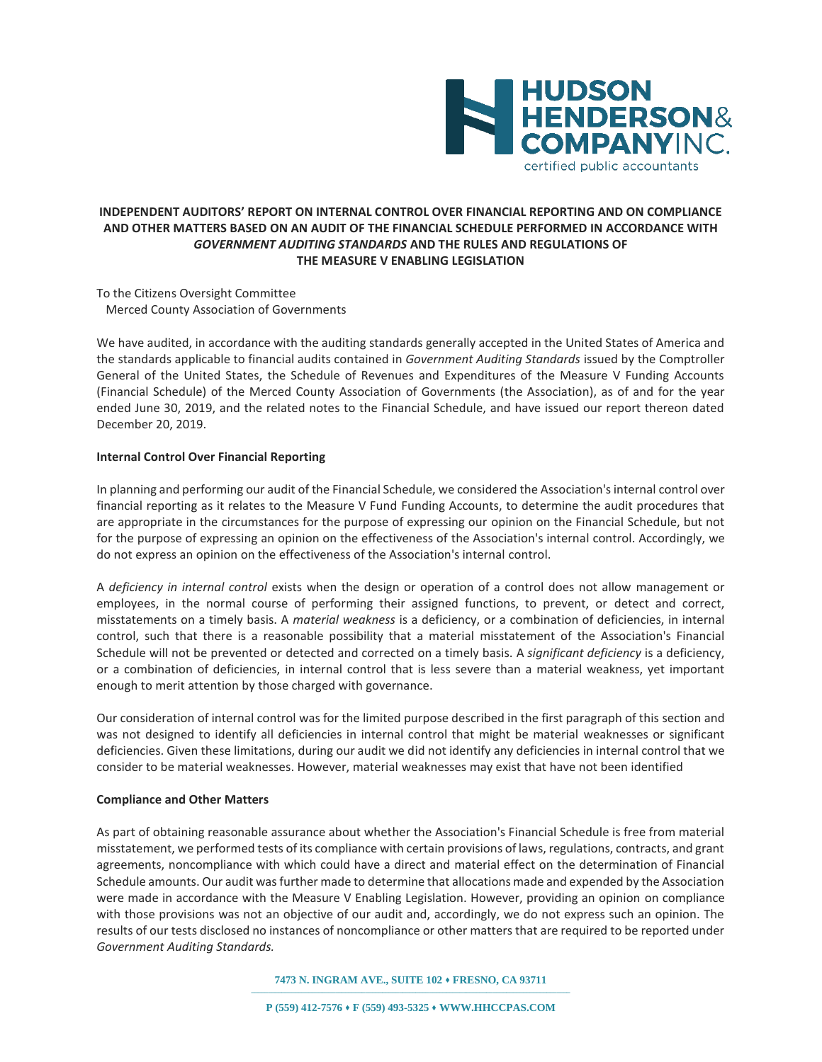HUDSON HENDERSON& COMPANY INC.
certified public accountants

## INDEPENDENT AUDITORS' REPORT ON INTERNAL CONTROL OVER FINANCIAL REPORTING AND ON COMPLIANCE AND OTHER MATTERS BASED ON AN AUDIT OF THE FINANCIAL SCHEDULE PERFORMED IN ACCORDANCE WITH *GOVERNMENT AUDITING STANDARDS* AND THE RULES AND REGULATIONS OF THE MEASURE V ENABLING LEGISLATION

To the Citizens Oversight Committee
Merced County Association of Governments

We have audited, in accordance with the auditing standards generally accepted in the United States of America and the standards applicable to financial audits contained in *Government Auditing Standards* issued by the Comptroller General of the United States, the Schedule of Revenues and Expenditures of the Measure V Funding Accounts (Financial Schedule) of the Merced County Association of Governments (the Association), as of and for the year ended June 30, 2019, and the related notes to the Financial Schedule, and have issued our report thereon dated December 20, 2019.

**Internal Control Over Financial Reporting**

In planning and performing our audit of the Financial Schedule, we considered the Association's internal control over financial reporting as it relates to the Measure V Fund Funding Accounts, to determine the audit procedures that are appropriate in the circumstances for the purpose of expressing our opinion on the Financial Schedule, but not for the purpose of expressing an opinion on the effectiveness of the Association's internal control. Accordingly, we do not express an opinion on the effectiveness of the Association's internal control.

A *deficiency in internal control* exists when the design or operation of a control does not allow management or employees, in the normal course of performing their assigned functions, to prevent, or detect and correct, misstatements on a timely basis. A *material weakness* is a deficiency, or a combination of deficiencies, in internal control, such that there is a reasonable possibility that a material misstatement of the Association's Financial Schedule will not be prevented or detected and corrected on a timely basis. A *significant deficiency* is a deficiency, or a combination of deficiencies, in internal control that is less severe than a material weakness, yet important enough to merit attention by those charged with governance.

Our consideration of internal control was for the limited purpose described in the first paragraph of this section and was not designed to identify all deficiencies in internal control that might be material weaknesses or significant deficiencies. Given these limitations, during our audit we did not identify any deficiencies in internal control that we consider to be material weaknesses. However, material weaknesses may exist that have not been identified

**Compliance and Other Matters**

As part of obtaining reasonable assurance about whether the Association's Financial Schedule is free from material misstatement, we performed tests of its compliance with certain provisions of laws, regulations, contracts, and grant agreements, noncompliance with which could have a direct and material effect on the determination of Financial Schedule amounts. Our audit was further made to determine that allocations made and expended by the Association were made in accordance with the Measure V Enabling Legislation. However, providing an opinion on compliance with those provisions was not an objective of our audit and, accordingly, we do not express such an opinion. The results of our tests disclosed no instances of noncompliance or other matters that are required to be reported under *Government Auditing Standards.*

7473 N. INGRAM AVE., SUITE 102 • FRESNO, CA 93711

P (559) 412-7576 • F (559) 493-5325 • WWW.HHCCPAS.COM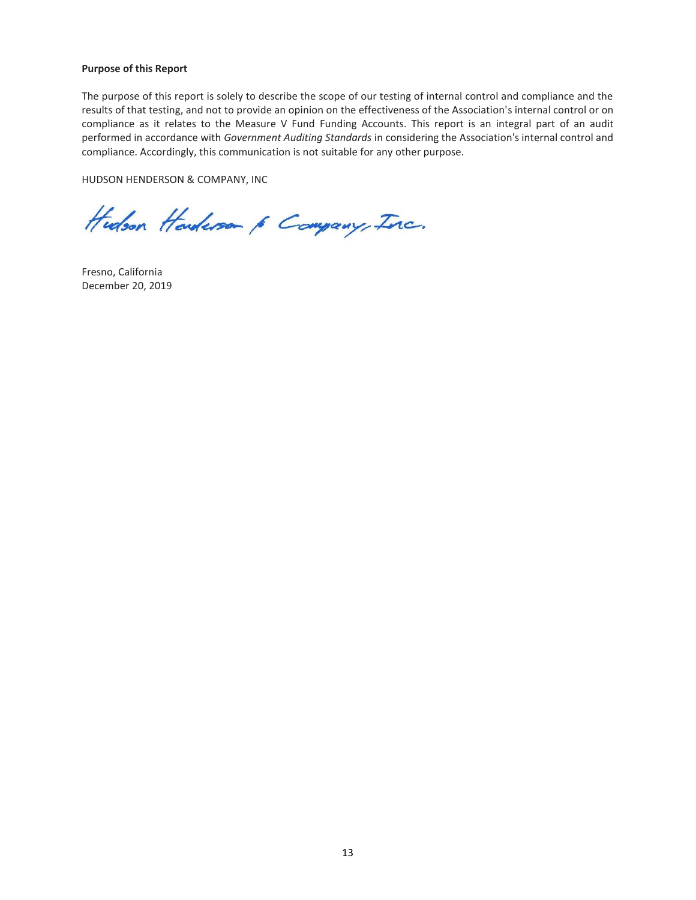**Purpose of this Report**

The purpose of this report is solely to describe the scope of our testing of internal control and compliance and the results of that testing, and not to provide an opinion on the effectiveness of the Association's internal control or on compliance as it relates to the Measure V Fund Funding Accounts. This report is an integral part of an audit performed in accordance with *Government Auditing Standards* in considering the Association's internal control and compliance. Accordingly, this communication is not suitable for any other purpose.

HUDSON HENDERSON & COMPANY, INC

Hudson Henderson & Company, Inc.

Fresno, California
December 20, 2019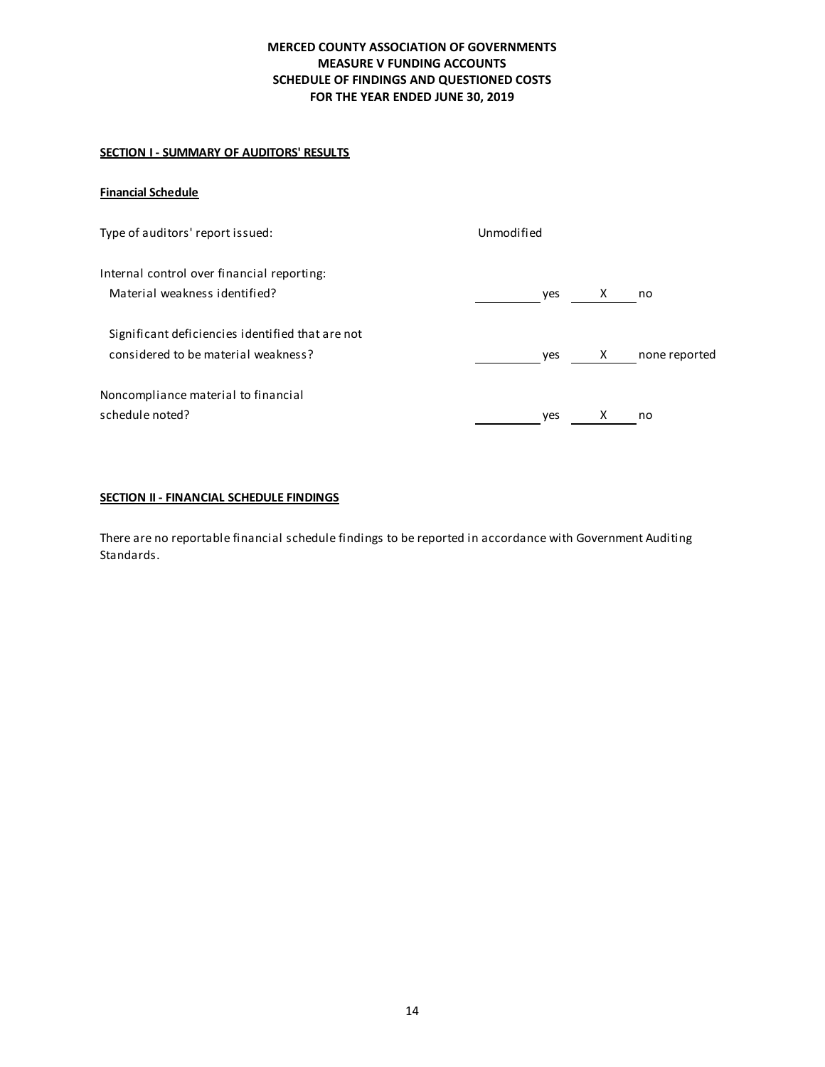# MERCED COUNTY ASSOCIATION OF GOVERNMENTS
## MEASURE V FUNDING ACCOUNTS
## SCHEDULE OF FINDINGS AND QUESTIONED COSTS
## FOR THE YEAR ENDED JUNE 30, 2019

**SECTION I - SUMMARY OF AUDITORS' RESULTS**

**Financial Schedule**

| | | | | |
|---|---|---|---|---|
| Type of auditors' report issued: | Unmodified | | | |
| Internal control over financial reporting: | | | | |
| Material weakness identified? | | yes | X | no |
| Significant deficiencies identified that are not considered to be material weakness? | | yes | X | none reported |
| Noncompliance material to financial schedule noted? | | yes | X | no |

**SECTION II - FINANCIAL SCHEDULE FINDINGS**

There are no reportable financial schedule findings to be reported in accordance with Government Auditing Standards.